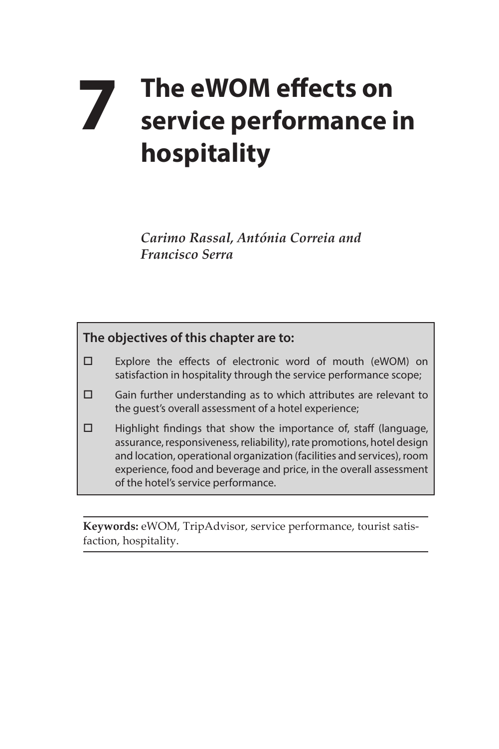# 7 The eWOM effects on service performance in hospitality

*Carimo Rassal, Antónia Correia and Francisco Serra*

**The objectives of this chapter are to:**

- Explore the effects of electronic word of mouth (eWOM) on satisfaction in hospitality through the service performance scope;
- Gain further understanding as to which attributes are relevant to the guest's overall assessment of a hotel experience;
- Highlight findings that show the importance of, staff (language, assurance, responsiveness, reliability), rate promotions, hotel design and location, operational organization (facilities and services), room experience, food and beverage and price, in the overall assessment of the hotel's service performance.

**Keywords:** eWOM, TripAdvisor, service performance, tourist satisfaction, hospitality.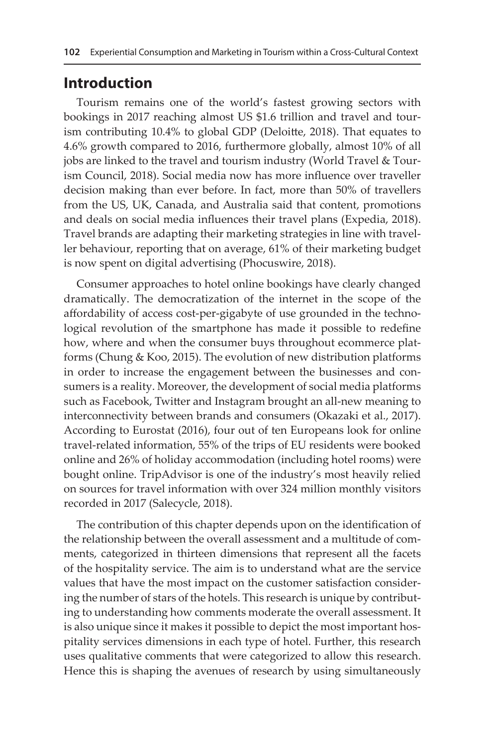## Introduction

Tourism remains one of the world's fastest growing sectors with bookings in 2017 reaching almost US $1.6 trillion and travel and tourism contributing 10.4% to global GDP (Deloitte, 2018). That equates to 4.6% growth compared to 2016, furthermore globally, almost 10% of all jobs are linked to the travel and tourism industry (World Travel & Tourism Council, 2018). Social media now has more influence over traveller decision making than ever before. In fact, more than 50% of travellers from the US, UK, Canada, and Australia said that content, promotions and deals on social media influences their travel plans (Expedia, 2018). Travel brands are adapting their marketing strategies in line with traveller behaviour, reporting that on average, 61% of their marketing budget is now spent on digital advertising (Phocuswire, 2018).

Consumer approaches to hotel online bookings have clearly changed dramatically. The democratization of the internet in the scope of the affordability of access cost-per-gigabyte of use grounded in the technological revolution of the smartphone has made it possible to redefine how, where and when the consumer buys throughout ecommerce platforms (Chung & Koo, 2015). The evolution of new distribution platforms in order to increase the engagement between the businesses and consumers is a reality. Moreover, the development of social media platforms such as Facebook, Twitter and Instagram brought an all-new meaning to interconnectivity between brands and consumers (Okazaki et al., 2017). According to Eurostat (2016), four out of ten Europeans look for online travel-related information, 55% of the trips of EU residents were booked online and 26% of holiday accommodation (including hotel rooms) were bought online. TripAdvisor is one of the industry's most heavily relied on sources for travel information with over 324 million monthly visitors recorded in 2017 (Salecycle, 2018).

The contribution of this chapter depends upon on the identification of the relationship between the overall assessment and a multitude of comments, categorized in thirteen dimensions that represent all the facets of the hospitality service. The aim is to understand what are the service values that have the most impact on the customer satisfaction considering the number of stars of the hotels. This research is unique by contributing to understanding how comments moderate the overall assessment. It is also unique since it makes it possible to depict the most important hospitality services dimensions in each type of hotel. Further, this research uses qualitative comments that were categorized to allow this research. Hence this is shaping the avenues of research by using simultaneously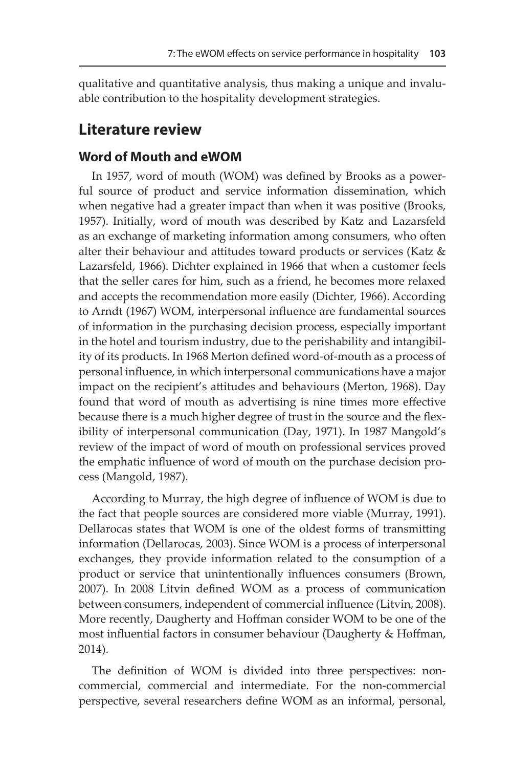qualitative and quantitative analysis, thus making a unique and invaluable contribution to the hospitality development strategies.

## Literature review

### Word of Mouth and eWOM

In 1957, word of mouth (WOM) was defined by Brooks as a powerful source of product and service information dissemination, which when negative had a greater impact than when it was positive (Brooks, 1957). Initially, word of mouth was described by Katz and Lazarsfeld as an exchange of marketing information among consumers, who often alter their behaviour and attitudes toward products or services (Katz & Lazarsfeld, 1966). Dichter explained in 1966 that when a customer feels that the seller cares for him, such as a friend, he becomes more relaxed and accepts the recommendation more easily (Dichter, 1966). According to Arndt (1967) WOM, interpersonal influence are fundamental sources of information in the purchasing decision process, especially important in the hotel and tourism industry, due to the perishability and intangibility of its products. In 1968 Merton defined word-of-mouth as a process of personal influence, in which interpersonal communications have a major impact on the recipient's attitudes and behaviours (Merton, 1968). Day found that word of mouth as advertising is nine times more effective because there is a much higher degree of trust in the source and the flexibility of interpersonal communication (Day, 1971). In 1987 Mangold's review of the impact of word of mouth on professional services proved the emphatic influence of word of mouth on the purchase decision process (Mangold, 1987).

According to Murray, the high degree of influence of WOM is due to the fact that people sources are considered more viable (Murray, 1991). Dellarocas states that WOM is one of the oldest forms of transmitting information (Dellarocas, 2003). Since WOM is a process of interpersonal exchanges, they provide information related to the consumption of a product or service that unintentionally influences consumers (Brown, 2007). In 2008 Litvin defined WOM as a process of communication between consumers, independent of commercial influence (Litvin, 2008). More recently, Daugherty and Hoffman consider WOM to be one of the most influential factors in consumer behaviour (Daugherty & Hoffman, 2014).

The definition of WOM is divided into three perspectives: non-commercial, commercial and intermediate. For the non-commercial perspective, several researchers define WOM as an informal, personal,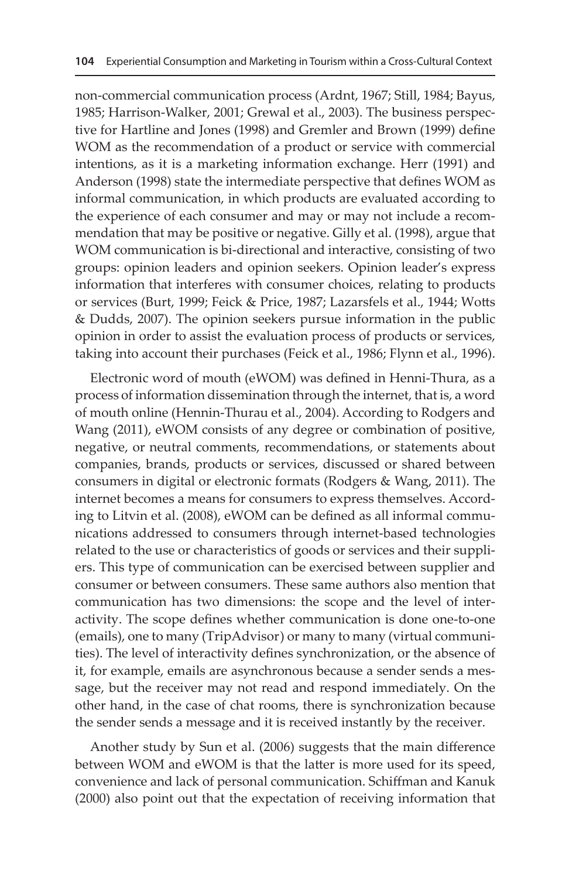non-commercial communication process (Ardnt, 1967; Still, 1984; Bayus, 1985; Harrison-Walker, 2001; Grewal et al., 2003). The business perspective for Hartline and Jones (1998) and Gremler and Brown (1999) define WOM as the recommendation of a product or service with commercial intentions, as it is a marketing information exchange. Herr (1991) and Anderson (1998) state the intermediate perspective that defines WOM as informal communication, in which products are evaluated according to the experience of each consumer and may or may not include a recommendation that may be positive or negative. Gilly et al. (1998), argue that WOM communication is bi-directional and interactive, consisting of two groups: opinion leaders and opinion seekers. Opinion leader's express information that interferes with consumer choices, relating to products or services (Burt, 1999; Feick & Price, 1987; Lazarsfels et al., 1944; Wotts & Dudds, 2007). The opinion seekers pursue information in the public opinion in order to assist the evaluation process of products or services, taking into account their purchases (Feick et al., 1986; Flynn et al., 1996).

Electronic word of mouth (eWOM) was defined in Henni-Thura, as a process of information dissemination through the internet, that is, a word of mouth online (Hennin-Thurau et al., 2004). According to Rodgers and Wang (2011), eWOM consists of any degree or combination of positive, negative, or neutral comments, recommendations, or statements about companies, brands, products or services, discussed or shared between consumers in digital or electronic formats (Rodgers & Wang, 2011). The internet becomes a means for consumers to express themselves. According to Litvin et al. (2008), eWOM can be defined as all informal communications addressed to consumers through internet-based technologies related to the use or characteristics of goods or services and their suppliers. This type of communication can be exercised between supplier and consumer or between consumers. These same authors also mention that communication has two dimensions: the scope and the level of interactivity. The scope defines whether communication is done one-to-one (emails), one to many (TripAdvisor) or many to many (virtual communities). The level of interactivity defines synchronization, or the absence of it, for example, emails are asynchronous because a sender sends a message, but the receiver may not read and respond immediately. On the other hand, in the case of chat rooms, there is synchronization because the sender sends a message and it is received instantly by the receiver.

Another study by Sun et al. (2006) suggests that the main difference between WOM and eWOM is that the latter is more used for its speed, convenience and lack of personal communication. Schiffman and Kanuk (2000) also point out that the expectation of receiving information that